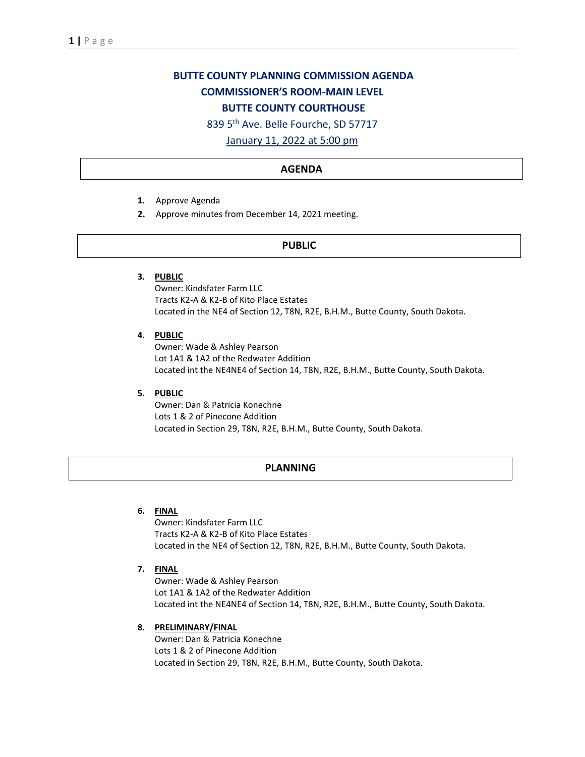# BUTTE COUNTY PLANNING COMMISSION AGENDA
## COMMISSIONER'S ROOM-MAIN LEVEL
## BUTTE COUNTY COURTHOUSE

839 5th Ave. Belle Fourche, SD 57717

January 11, 2022 at 5:00 pm

## AGENDA

1. Approve Agenda
2. Approve minutes from December 14, 2021 meeting.

## PUBLIC

3. **PUBLIC**
   Owner: Kindsfater Farm LLC
   Tracts K2-A & K2-B of Kito Place Estates
   Located in the NE4 of Section 12, T8N, R2E, B.H.M., Butte County, South Dakota.

4. **PUBLIC**
   Owner: Wade & Ashley Pearson
   Lot 1A1 & 1A2 of the Redwater Addition
   Located int the NE4NE4 of Section 14, T8N, R2E, B.H.M., Butte County, South Dakota.

5. **PUBLIC**
   Owner: Dan & Patricia Konechne
   Lots 1 & 2 of Pinecone Addition
   Located in Section 29, T8N, R2E, B.H.M., Butte County, South Dakota.

## PLANNING

6. **FINAL**
   Owner: Kindsfater Farm LLC
   Tracts K2-A & K2-B of Kito Place Estates
   Located in the NE4 of Section 12, T8N, R2E, B.H.M., Butte County, South Dakota.

7. **FINAL**
   Owner: Wade & Ashley Pearson
   Lot 1A1 & 1A2 of the Redwater Addition
   Located int the NE4NE4 of Section 14, T8N, R2E, B.H.M., Butte County, South Dakota.

8. **PRELIMINARY/FINAL**
   Owner: Dan & Patricia Konechne
   Lots 1 & 2 of Pinecone Addition
   Located in Section 29, T8N, R2E, B.H.M., Butte County, South Dakota.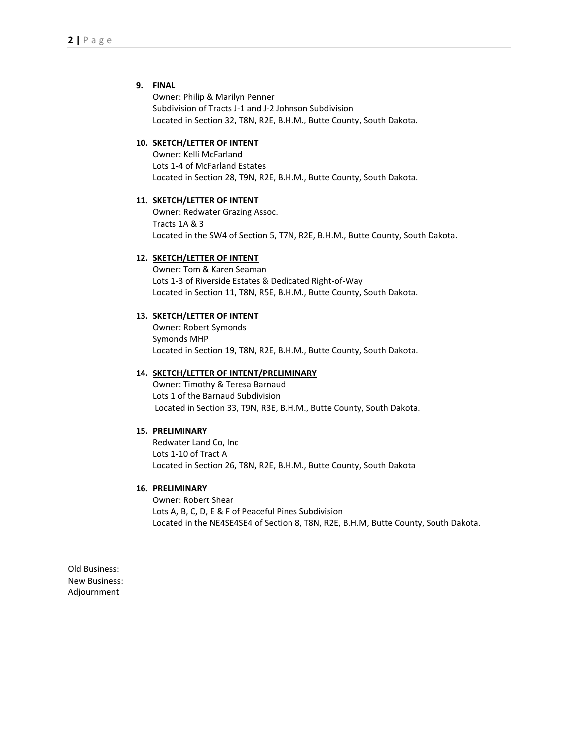9. **FINAL**
   Owner: Philip & Marilyn Penner
   Subdivision of Tracts J-1 and J-2 Johnson Subdivision
   Located in Section 32, T8N, R2E, B.H.M., Butte County, South Dakota.

10. **SKETCH/LETTER OF INTENT**
    Owner: Kelli McFarland
    Lots 1-4 of McFarland Estates
    Located in Section 28, T9N, R2E, B.H.M., Butte County, South Dakota.

11. **SKETCH/LETTER OF INTENT**
    Owner: Redwater Grazing Assoc.
    Tracts 1A & 3
    Located in the SW4 of Section 5, T7N, R2E, B.H.M., Butte County, South Dakota.

12. **SKETCH/LETTER OF INTENT**
    Owner: Tom & Karen Seaman
    Lots 1-3 of Riverside Estates & Dedicated Right-of-Way
    Located in Section 11, T8N, R5E, B.H.M., Butte County, South Dakota.

13. **SKETCH/LETTER OF INTENT**
    Owner: Robert Symonds
    Symonds MHP
    Located in Section 19, T8N, R2E, B.H.M., Butte County, South Dakota.

14. **SKETCH/LETTER OF INTENT/PRELIMINARY**
    Owner: Timothy & Teresa Barnaud
    Lots 1 of the Barnaud Subdivision
    Located in Section 33, T9N, R3E, B.H.M., Butte County, South Dakota.

15. **PRELIMINARY**
    Redwater Land Co, Inc
    Lots 1-10 of Tract A
    Located in Section 26, T8N, R2E, B.H.M., Butte County, South Dakota

16. **PRELIMINARY**
    Owner: Robert Shear
    Lots A, B, C, D, E & F of Peaceful Pines Subdivision
    Located in the NE4SE4SE4 of Section 8, T8N, R2E, B.H.M, Butte County, South Dakota.

Old Business:
New Business:
Adjournment